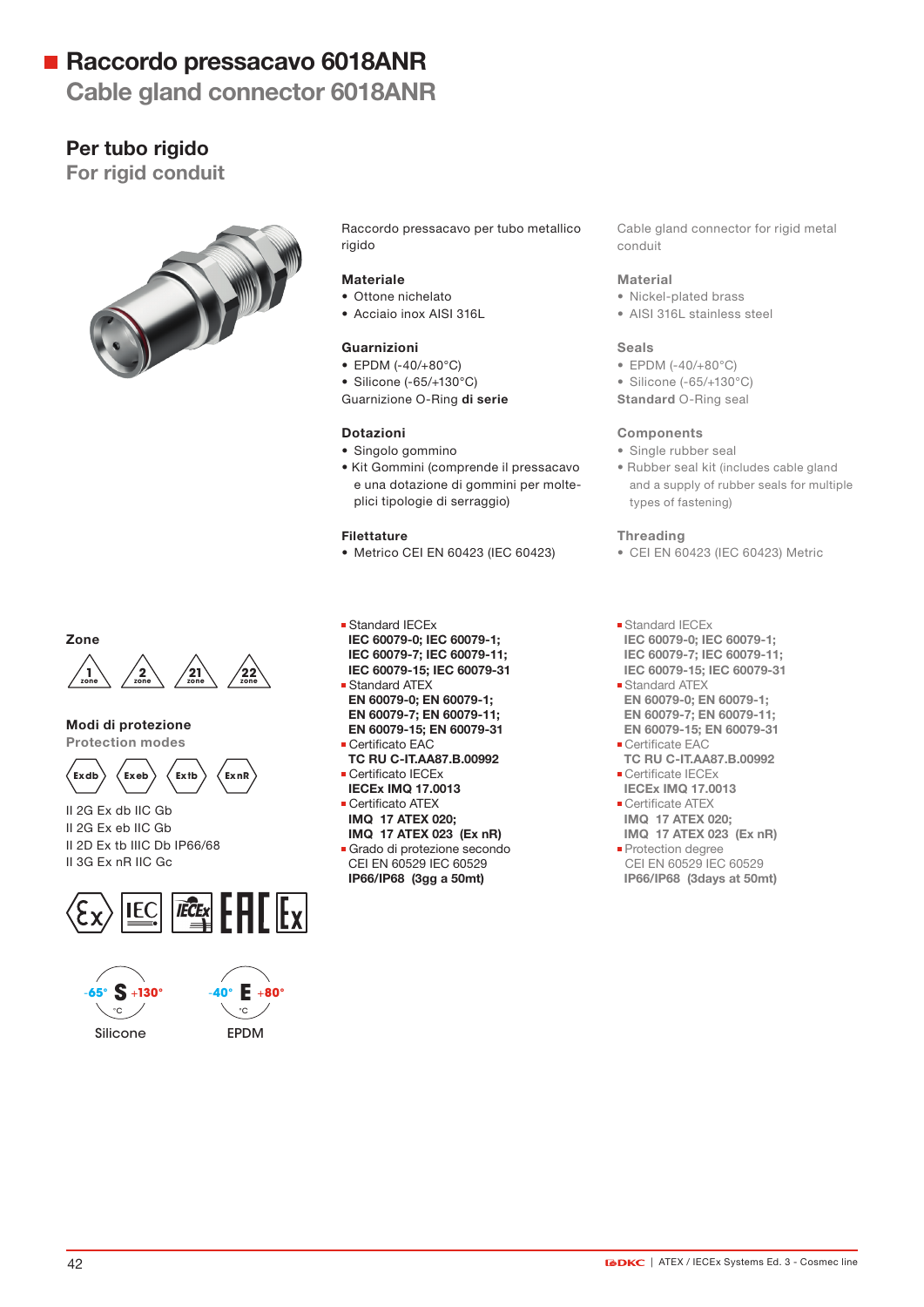# Raccordo pressacavo 6018ANR
## Cable gland connector 6018ANR

### Per tubo rigido
### For rigid conduit

Raccordo pressacavo per tubo metallico rigido

Cable gland connector for rigid metal conduit

**Materiale**
- Ottone nichelato
- Acciaio inox AISI 316L

**Material**
- Nickel-plated brass
- AISI 316L stainless steel

**Guarnizioni**
- EPDM (-40/+80°C)
- Silicone (-65/+130°C)

Guarnizione O-Ring **di serie**

**Seals**
- EPDM (-40/+80°C)
- Silicone (-65/+130°C)

**Standard** O-Ring seal

**Dotazioni**
- Singolo gommino
- Kit Gommini (comprende il pressacavo e una dotazione di gommini per molteplici tipologie di serraggio)

**Components**
- Single rubber seal
- Rubber seal kit (includes cable gland and a supply of rubber seals for multiple types of fastening)

**Filettature**
- Metrico CEI EN 60423 (IEC 60423)

**Threading**
- CEI EN 60423 (IEC 60423) Metric

**Zone**

1 zone, 2 zone, 21 zone, 22 zone

**Modi di protezione**
**Protection modes**

Ex db, Ex eb, Ex tb, Ex nR

II 2G Ex db IIC Gb
II 2G Ex eb IIC Gb
II 2D Ex tb IIIC Db IP66/68
II 3G Ex nR IIC Gc

-65° S +130° °C — Silicone

-40° E +80° °C — EPDM

- Standard IECEx
  **IEC 60079-0; IEC 60079-1; IEC 60079-7; IEC 60079-11; IEC 60079-15; IEC 60079-31**
- Standard ATEX
  **EN 60079-0; EN 60079-1; EN 60079-7; EN 60079-11; EN 60079-15; EN 60079-31**
- Certificato EAC
  **TC RU C-IT.AA87.B.00992**
- Certificato IECEx
  **IECEx IMQ 17.0013**
- Certificato ATEX
  **IMQ 17 ATEX 020;**
  **IMQ 17 ATEX 023 (Ex nR)**
- Grado di protezione secondo CEI EN 60529 IEC 60529
  **IP66/IP68 (3gg a 50mt)**

- Standard IECEx
  **IEC 60079-0; IEC 60079-1; IEC 60079-7; IEC 60079-11; IEC 60079-15; IEC 60079-31**
- Standard ATEX
  **EN 60079-0; EN 60079-1; EN 60079-7; EN 60079-11; EN 60079-15; EN 60079-31**
- Certificate EAC
  **TC RU C-IT.AA87.B.00992**
- Certificate IECEx
  **IECEx IMQ 17.0013**
- Certificate ATEX
  **IMQ 17 ATEX 020;**
  **IMQ 17 ATEX 023 (Ex nR)**
- Protection degree
  CEI EN 60529 IEC 60529
  **IP66/IP68 (3days at 50mt)**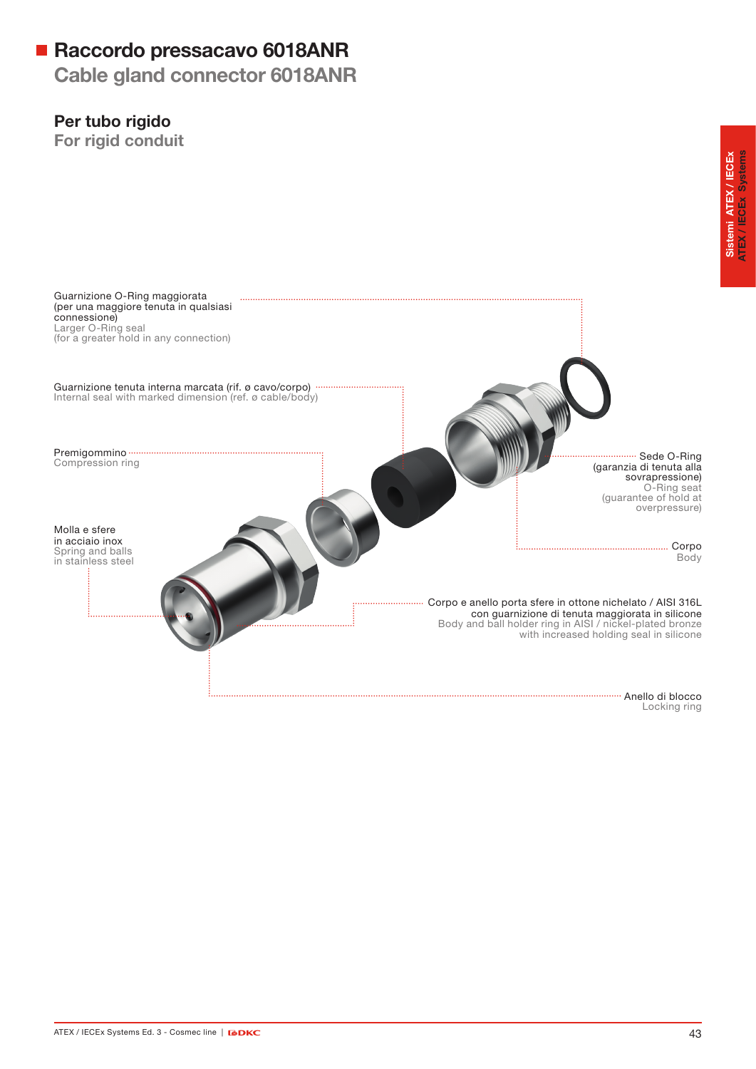# Raccordo pressacavo 6018ANR

## Cable gland connector 6018ANR

### Per tubo rigido

### For rigid conduit

Guarnizione O-Ring maggiorata (per una maggiore tenuta in qualsiasi connessione)
Larger O-Ring seal (for a greater hold in any connection)

Guarnizione tenuta interna marcata (rif. ø cavo/corpo)
Internal seal with marked dimension (ref. ø cable/body)

Premigommino
Compression ring

Molla e sfere in acciaio inox
Spring and balls in stainless steel

Sede O-Ring (garanzia di tenuta alla sovrapressione)
O-Ring seat (guarantee of hold at overpressure)

Corpo
Body

Corpo e anello porta sfere in ottone nichelato / AISI 316L con guarnizione di tenuta maggiorata in silicone
Body and ball holder ring in AISI / nickel-plated bronze with increased holding seal in silicone

Anello di blocco
Locking ring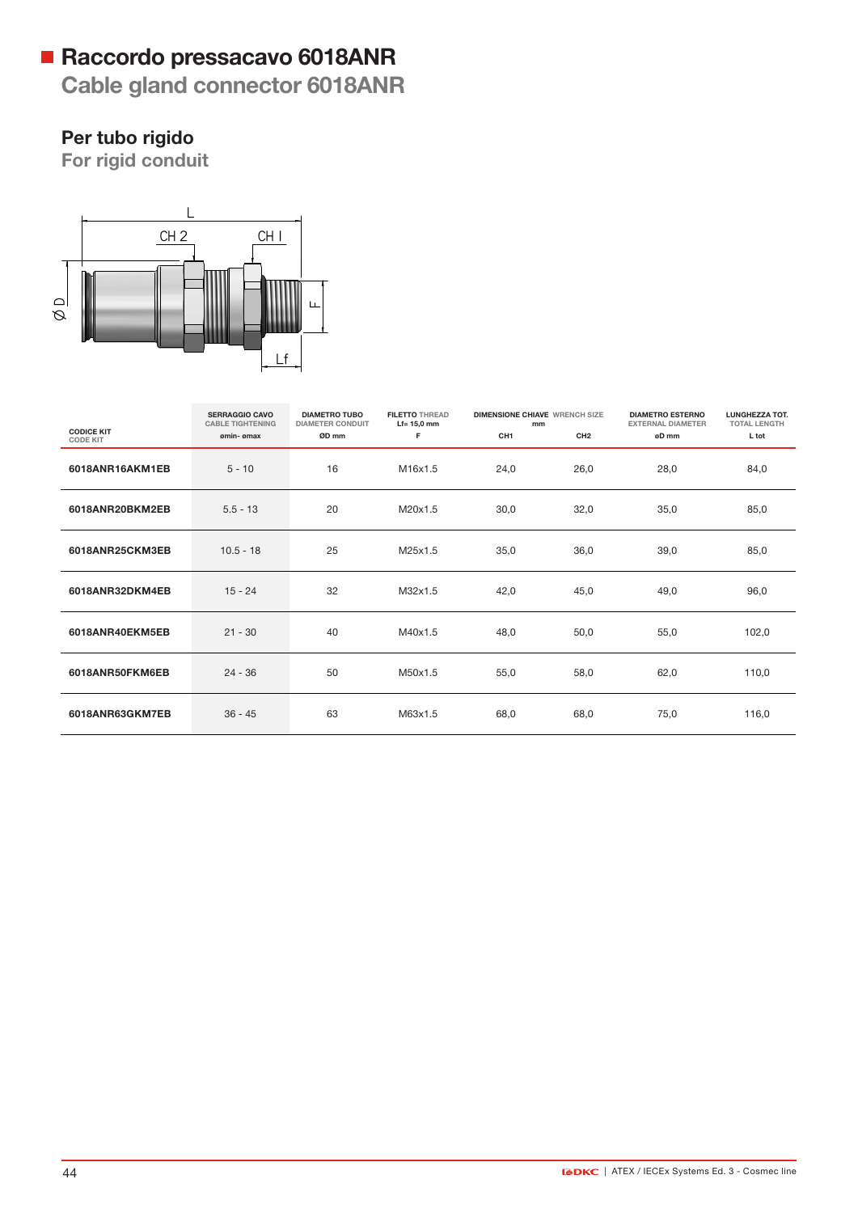# Raccordo pressacavo 6018ANR

## Cable gland connector 6018ANR

### Per tubo rigido

### For rigid conduit

| CODICE KIT CODE KIT | SERRAGGIO CAVO CABLE TIGHTENING ømin- ømax | DIAMETRO TUBO DIAMETER CONDUIT ØD mm | FILETTO THREAD Lf= 15,0 mm F | DIMENSIONE CHIAVE WRENCH SIZE mm CH1 | CH2 | DIAMETRO ESTERNO EXTERNAL DIAMETER øD mm | LUNGHEZZA TOT. TOTAL LENGTH L tot |
|---|---|---|---|---|---|---|---|
| 6018ANR16AKM1EB | 5 - 10 | 16 | M16x1.5 | 24,0 | 26,0 | 28,0 | 84,0 |
| 6018ANR20BKM2EB | 5.5 - 13 | 20 | M20x1.5 | 30,0 | 32,0 | 35,0 | 85,0 |
| 6018ANR25CKM3EB | 10.5 - 18 | 25 | M25x1.5 | 35,0 | 36,0 | 39,0 | 85,0 |
| 6018ANR32DKM4EB | 15 - 24 | 32 | M32x1.5 | 42,0 | 45,0 | 49,0 | 96,0 |
| 6018ANR40EKM5EB | 21 - 30 | 40 | M40x1.5 | 48,0 | 50,0 | 55,0 | 102,0 |
| 6018ANR50FKM6EB | 24 - 36 | 50 | M50x1.5 | 55,0 | 58,0 | 62,0 | 110,0 |
| 6018ANR63GKM7EB | 36 - 45 | 63 | M63x1.5 | 68,0 | 68,0 | 75,0 | 116,0 |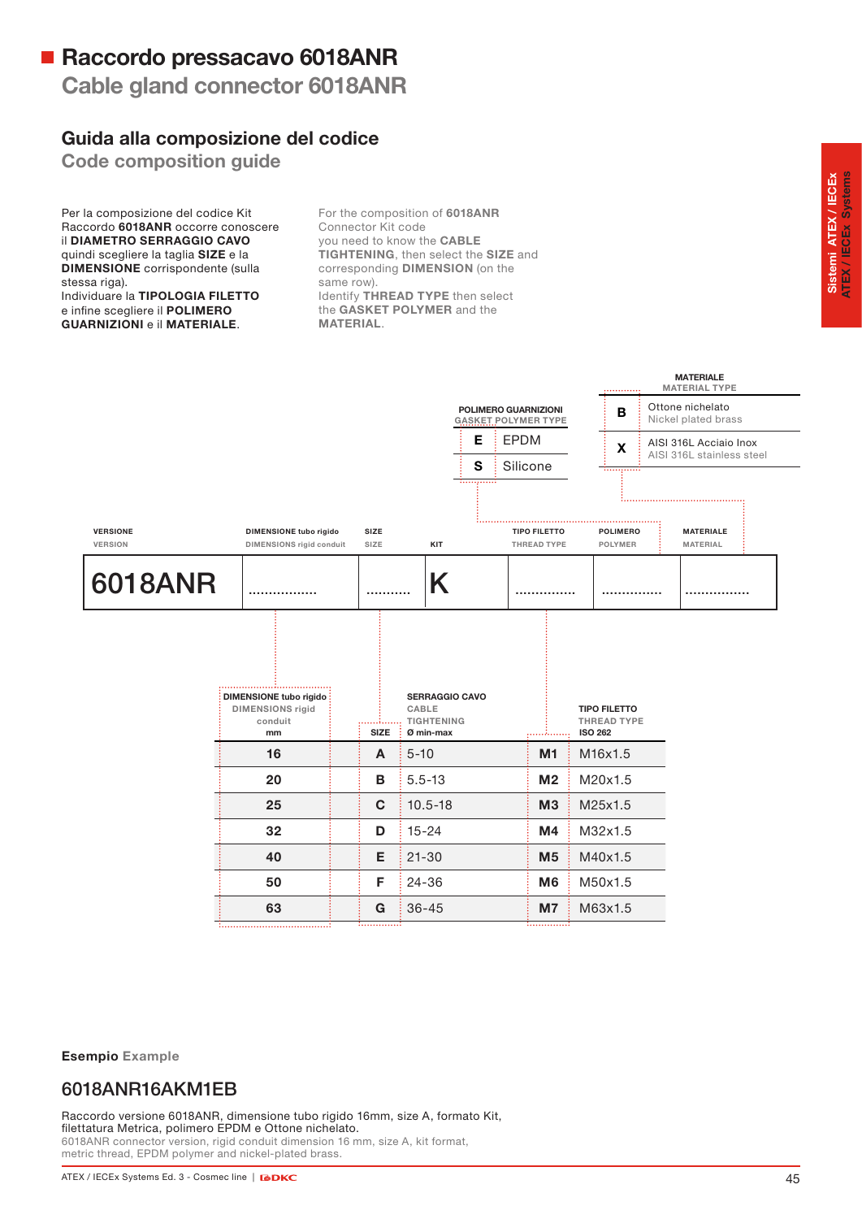# Raccordo pressacavo 6018ANR
## Cable gland connector 6018ANR

### Guida alla composizione del codice
### Code composition guide

Per la composizione del codice Kit Raccordo **6018ANR** occorre conoscere il **DIAMETRO SERRAGGIO CAVO** quindi scegliere la taglia **SIZE** e la **DIMENSIONE** corrispondente (sulla stessa riga).
Individuare la **TIPOLOGIA FILETTO** e infine scegliere il **POLIMERO GUARNIZIONI** e il **MATERIALE**.

For the composition of **6018ANR** Connector Kit code you need to know the **CABLE TIGHTENING**, then select the **SIZE** and corresponding **DIMENSION** (on the same row).
Identify **THREAD TYPE** then select the **GASKET POLYMER** and the **MATERIAL**.

| MATERIALE MATERIAL TYPE | |
|---|---|
| **B** | Ottone nichelato Nickel plated brass |
| **X** | AISI 316L Acciaio Inox AISI 316L stainless steel |

| POLIMERO GUARNIZIONI GASKET POLYMER TYPE | |
|---|---|
| **E** | EPDM |
| **S** | Silicone |

| VERSIONE VERSION | DIMENSIONE tubo rigido DIMENSIONS rigid conduit | SIZE SIZE | KIT | TIPO FILETTO THREAD TYPE | POLIMERO POLYMER | MATERIALE MATERIAL |
|---|---|---|---|---|---|---|
| 6018ANR | ................ | .......... | K | .............. | .............. | ............... |

| DIMENSIONE tubo rigido DIMENSIONS rigid conduit mm | SIZE | SERRAGGIO CAVO CABLE TIGHTENING Ø min-max | | TIPO FILETTO THREAD TYPE ISO 262 |
|---|---|---|---|---|
| **16** | **A** | 5-10 | **M1** | M16x1.5 |
| **20** | **B** | 5.5-13 | **M2** | M20x1.5 |
| **25** | **C** | 10.5-18 | **M3** | M25x1.5 |
| **32** | **D** | 15-24 | **M4** | M32x1.5 |
| **40** | **E** | 21-30 | **M5** | M40x1.5 |
| **50** | **F** | 24-36 | **M6** | M50x1.5 |
| **63** | **G** | 36-45 | **M7** | M63x1.5 |

**Esempio** Example

## 6018ANR16AKM1EB

Raccordo versione 6018ANR, dimensione tubo rigido 16mm, size A, formato Kit, filettatura Metrica, polimero EPDM e Ottone nichelato.
6018ANR connector version, rigid conduit dimension 16 mm, size A, kit format, metric thread, EPDM polymer and nickel-plated brass.